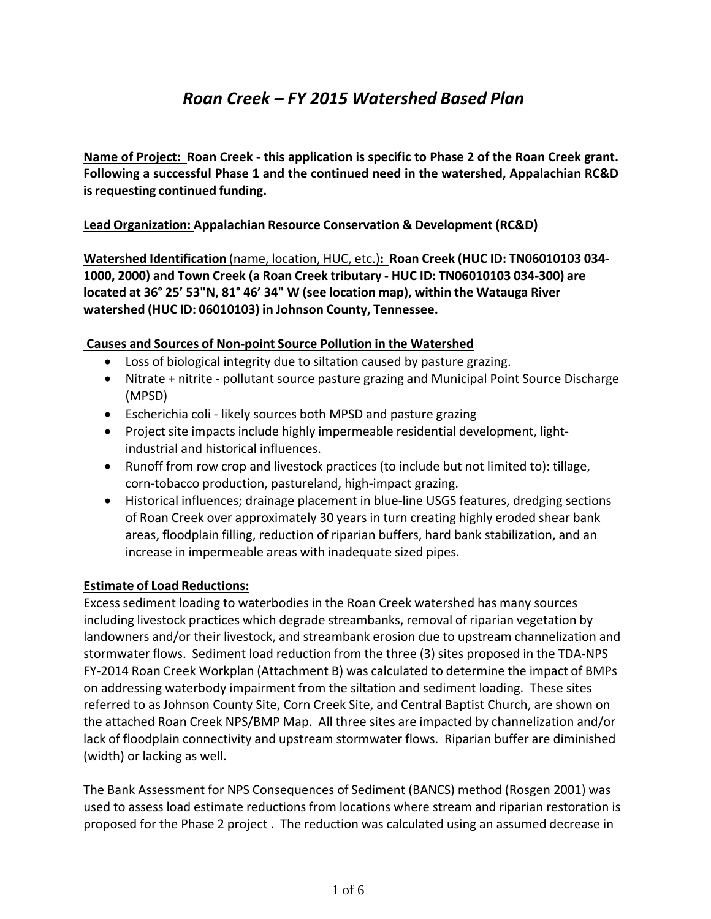# *Roan Creek – FY 2015 Watershed Based Plan*

**Name of Project:** **Roan Creek - this application is specific to Phase 2 of the Roan Creek grant. Following a successful Phase 1 and the continued need in the watershed, Appalachian RC&D is requesting continued funding.**

**Lead Organization:** **Appalachian Resource Conservation & Development (RC&D)**

**Watershed Identification** (name, location, HUC, etc.)**: Roan Creek (HUC ID: TN06010103 034-1000, 2000) and Town Creek (a Roan Creek tributary - HUC ID: TN06010103 034-300) are located at 36° 25' 53"N, 81° 46' 34" W (see location map), within the Watauga River watershed (HUC ID: 06010103) in Johnson County, Tennessee.**

**Causes and Sources of Non-point Source Pollution in the Watershed**

- Loss of biological integrity due to siltation caused by pasture grazing.
- Nitrate + nitrite - pollutant source pasture grazing and Municipal Point Source Discharge (MPSD)
- Escherichia coli - likely sources both MPSD and pasture grazing
- Project site impacts include highly impermeable residential development, light-industrial and historical influences.
- Runoff from row crop and livestock practices (to include but not limited to): tillage, corn-tobacco production, pastureland, high-impact grazing.
- Historical influences; drainage placement in blue-line USGS features, dredging sections of Roan Creek over approximately 30 years in turn creating highly eroded shear bank areas, floodplain filling, reduction of riparian buffers, hard bank stabilization, and an increase in impermeable areas with inadequate sized pipes.

**Estimate of Load Reductions:**

Excess sediment loading to waterbodies in the Roan Creek watershed has many sources including livestock practices which degrade streambanks, removal of riparian vegetation by landowners and/or their livestock, and streambank erosion due to upstream channelization and stormwater flows. Sediment load reduction from the three (3) sites proposed in the TDA-NPS FY-2014 Roan Creek Workplan (Attachment B) was calculated to determine the impact of BMPs on addressing waterbody impairment from the siltation and sediment loading. These sites referred to as Johnson County Site, Corn Creek Site, and Central Baptist Church, are shown on the attached Roan Creek NPS/BMP Map. All three sites are impacted by channelization and/or lack of floodplain connectivity and upstream stormwater flows. Riparian buffer are diminished (width) or lacking as well.

The Bank Assessment for NPS Consequences of Sediment (BANCS) method (Rosgen 2001) was used to assess load estimate reductions from locations where stream and riparian restoration is proposed for the Phase 2 project . The reduction was calculated using an assumed decrease in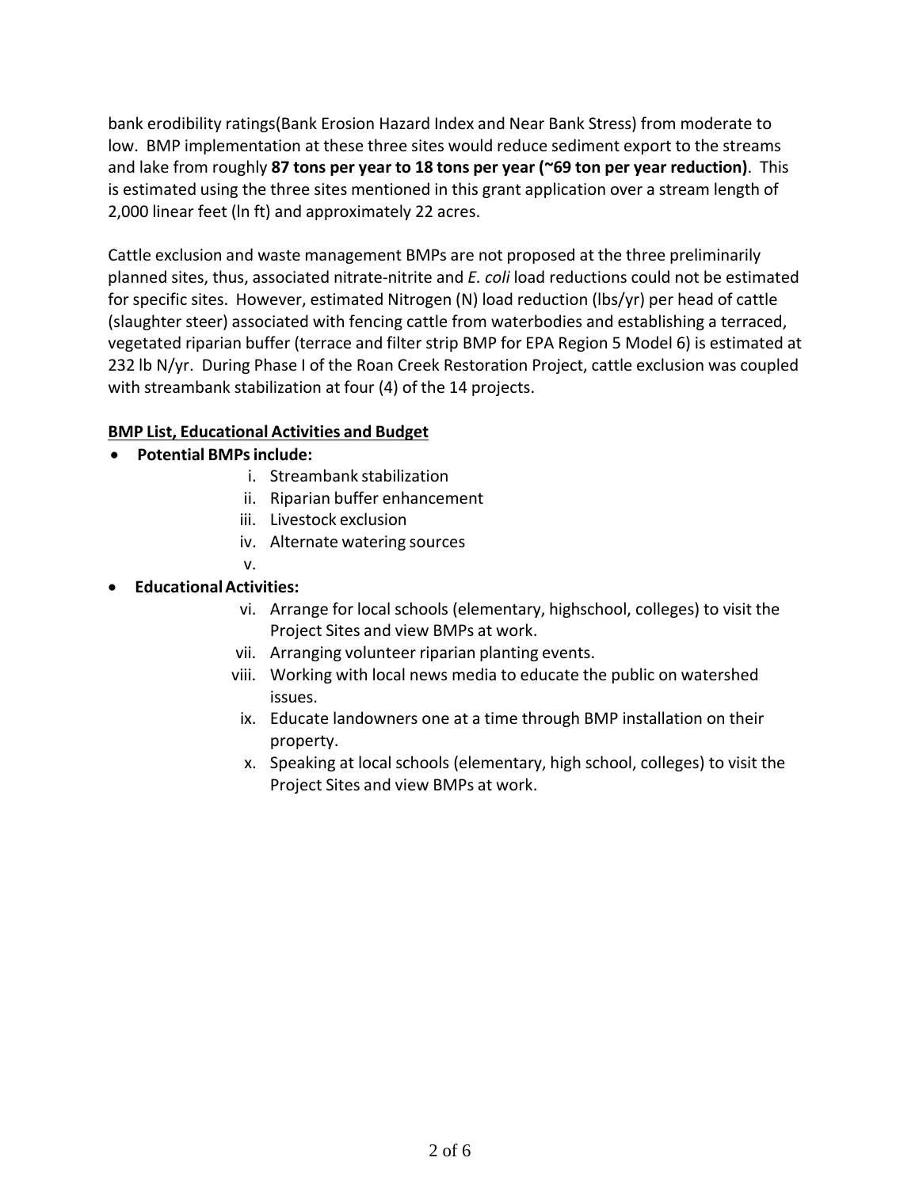bank erodibility ratings(Bank Erosion Hazard Index and Near Bank Stress) from moderate to low. BMP implementation at these three sites would reduce sediment export to the streams and lake from roughly **87 tons per year to 18 tons per year (~69 ton per year reduction)**. This is estimated using the three sites mentioned in this grant application over a stream length of 2,000 linear feet (ln ft) and approximately 22 acres.

Cattle exclusion and waste management BMPs are not proposed at the three preliminarily planned sites, thus, associated nitrate-nitrite and *E. coli* load reductions could not be estimated for specific sites. However, estimated Nitrogen (N) load reduction (lbs/yr) per head of cattle (slaughter steer) associated with fencing cattle from waterbodies and establishing a terraced, vegetated riparian buffer (terrace and filter strip BMP for EPA Region 5 Model 6) is estimated at 232 lb N/yr. During Phase I of the Roan Creek Restoration Project, cattle exclusion was coupled with streambank stabilization at four (4) of the 14 projects.

**BMP List, Educational Activities and Budget**

- **Potential BMPs include:**
  - i. Streambank stabilization
  - ii. Riparian buffer enhancement
  - iii. Livestock exclusion
  - iv. Alternate watering sources
  - v.
- **Educational Activities:**
  - vi. Arrange for local schools (elementary, highschool, colleges) to visit the Project Sites and view BMPs at work.
  - vii. Arranging volunteer riparian planting events.
  - viii. Working with local news media to educate the public on watershed issues.
  - ix. Educate landowners one at a time through BMP installation on their property.
  - x. Speaking at local schools (elementary, high school, colleges) to visit the Project Sites and view BMPs at work.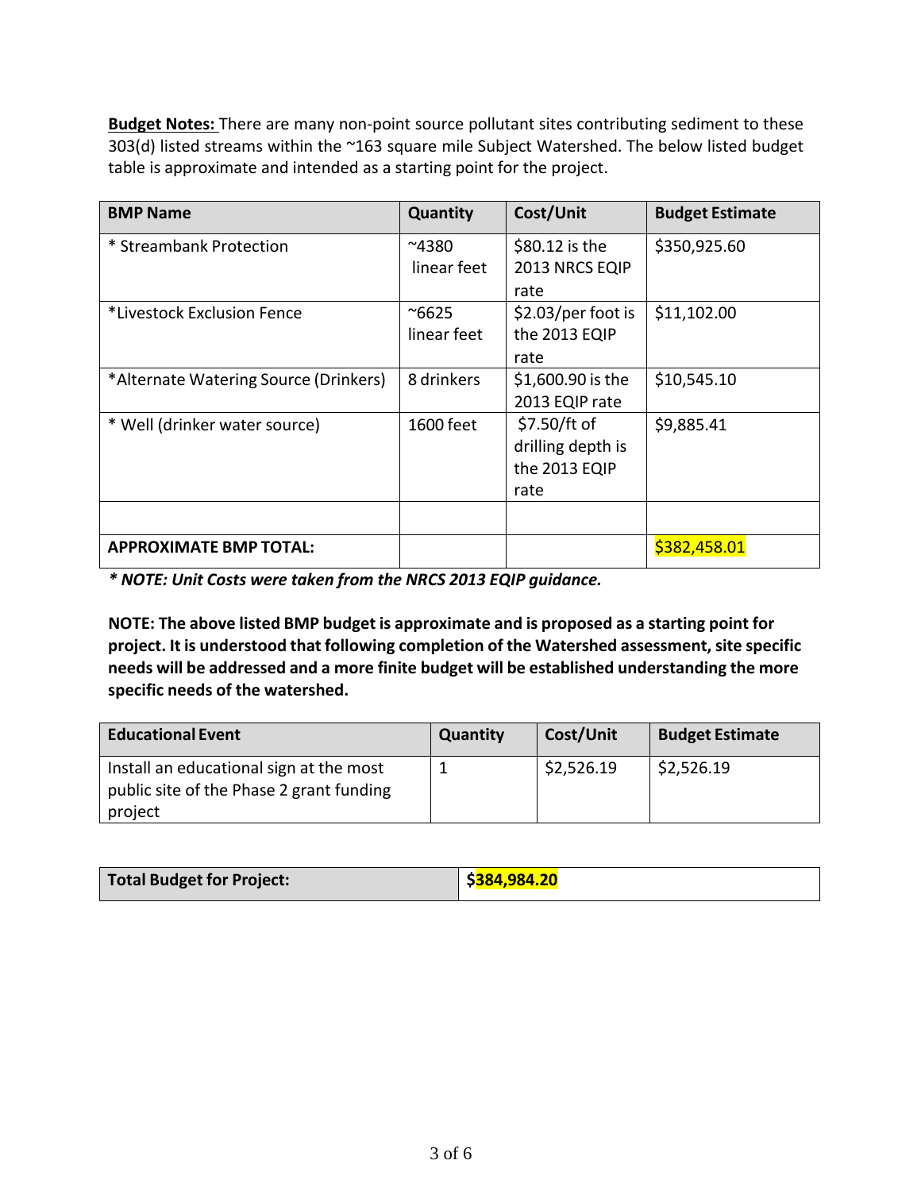**Budget Notes:** There are many non-point source pollutant sites contributing sediment to these 303(d) listed streams within the ~163 square mile Subject Watershed. The below listed budget table is approximate and intended as a starting point for the project.

| BMP Name | Quantity | Cost/Unit | Budget Estimate |
|---|---|---|---|
| * Streambank Protection | ~4380 linear feet | $80.12 is the 2013 NRCS EQIP rate | $350,925.60 |
| *Livestock Exclusion Fence | ~6625 linear feet | $2.03/per foot is the 2013 EQIP rate | $11,102.00 |
| *Alternate Watering Source (Drinkers) | 8 drinkers | $1,600.90 is the 2013 EQIP rate | $10,545.10 |
| * Well (drinker water source) | 1600 feet | $7.50/ft of drilling depth is the 2013 EQIP rate | $9,885.41 |
| | | | |
| **APPROXIMATE BMP TOTAL:** | | | $382,458.01 |

***\* NOTE: Unit Costs were taken from the NRCS 2013 EQIP guidance.***

**NOTE: The above listed BMP budget is approximate and is proposed as a starting point for project. It is understood that following completion of the Watershed assessment, site specific needs will be addressed and a more finite budget will be established understanding the more specific needs of the watershed.**

| Educational Event | Quantity | Cost/Unit | Budget Estimate |
|---|---|---|---|
| Install an educational sign at the most public site of the Phase 2 grant funding project | 1 | $2,526.19 | $2,526.19 |

| Total Budget for Project: | $384,984.20 |
|---|---|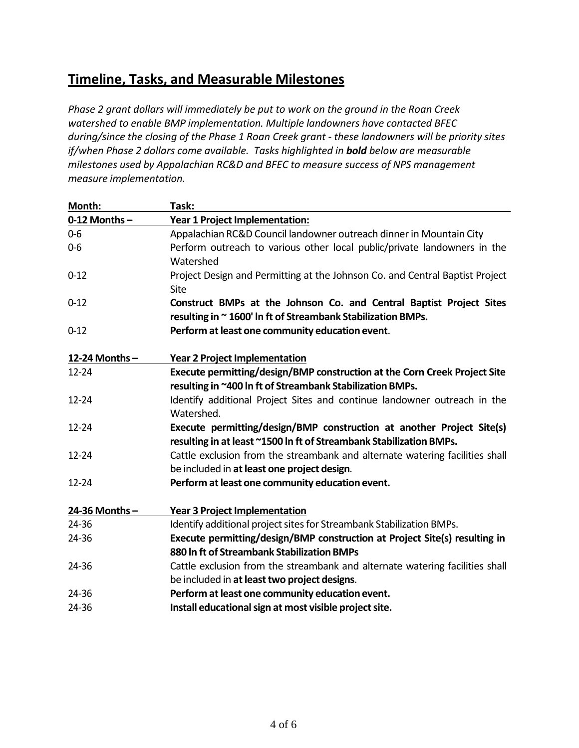## Timeline, Tasks, and Measurable Milestones

*Phase 2 grant dollars will immediately be put to work on the ground in the Roan Creek watershed to enable BMP implementation. Multiple landowners have contacted BFEC during/since the closing of the Phase 1 Roan Creek grant - these landowners will be priority sites if/when Phase 2 dollars come available. Tasks highlighted in* ***bold*** *below are measurable milestones used by Appalachian RC&D and BFEC to measure success of NPS management measure implementation.*

| Month: | Task: |
|---|---|
| **0-12 Months –** | **Year 1 Project Implementation:** |
| 0-6 | Appalachian RC&D Council landowner outreach dinner in Mountain City |
| 0-6 | Perform outreach to various other local public/private landowners in the Watershed |
| 0-12 | Project Design and Permitting at the Johnson Co. and Central Baptist Project Site |
| 0-12 | **Construct BMPs at the Johnson Co. and Central Baptist Project Sites resulting in ~ 1600' ln ft of Streambank Stabilization BMPs.** |
| 0-12 | **Perform at least one community education event**. |
| **12-24 Months –** | **Year 2 Project Implementation** |
| 12-24 | **Execute permitting/design/BMP construction at the Corn Creek Project Site resulting in ~400 ln ft of Streambank Stabilization BMPs.** |
| 12-24 | Identify additional Project Sites and continue landowner outreach in the Watershed. |
| 12-24 | **Execute permitting/design/BMP construction at another Project Site(s) resulting in at least ~1500 ln ft of Streambank Stabilization BMPs.** |
| 12-24 | Cattle exclusion from the streambank and alternate watering facilities shall be included in **at least one project design**. |
| 12-24 | **Perform at least one community education event.** |
| **24-36 Months –** | **Year 3 Project Implementation** |
| 24-36 | Identify additional project sites for Streambank Stabilization BMPs. |
| 24-36 | **Execute permitting/design/BMP construction at Project Site(s) resulting in 880 ln ft of Streambank Stabilization BMPs** |
| 24-36 | Cattle exclusion from the streambank and alternate watering facilities shall be included in **at least two project designs**. |
| 24-36 | **Perform at least one community education event.** |
| 24-36 | **Install educational sign at most visible project site.** |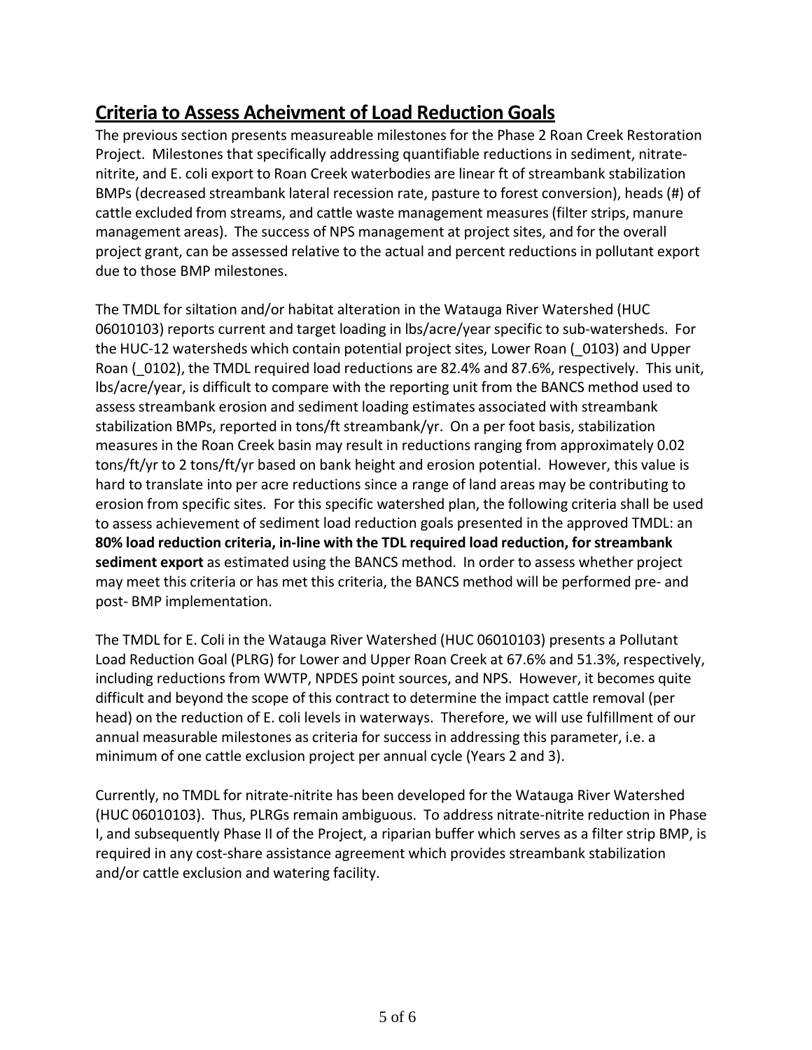## Criteria to Assess Acheivment of Load Reduction Goals

The previous section presents measureable milestones for the Phase 2 Roan Creek Restoration Project. Milestones that specifically addressing quantifiable reductions in sediment, nitrate-nitrite, and E. coli export to Roan Creek waterbodies are linear ft of streambank stabilization BMPs (decreased streambank lateral recession rate, pasture to forest conversion), heads (#) of cattle excluded from streams, and cattle waste management measures (filter strips, manure management areas). The success of NPS management at project sites, and for the overall project grant, can be assessed relative to the actual and percent reductions in pollutant export due to those BMP milestones.

The TMDL for siltation and/or habitat alteration in the Watauga River Watershed (HUC 06010103) reports current and target loading in lbs/acre/year specific to sub-watersheds. For the HUC-12 watersheds which contain potential project sites, Lower Roan (_0103) and Upper Roan (_0102), the TMDL required load reductions are 82.4% and 87.6%, respectively. This unit, lbs/acre/year, is difficult to compare with the reporting unit from the BANCS method used to assess streambank erosion and sediment loading estimates associated with streambank stabilization BMPs, reported in tons/ft streambank/yr. On a per foot basis, stabilization measures in the Roan Creek basin may result in reductions ranging from approximately 0.02 tons/ft/yr to 2 tons/ft/yr based on bank height and erosion potential. However, this value is hard to translate into per acre reductions since a range of land areas may be contributing to erosion from specific sites. For this specific watershed plan, the following criteria shall be used to assess achievement of sediment load reduction goals presented in the approved TMDL: an **80% load reduction criteria, in-line with the TDL required load reduction, for streambank sediment export** as estimated using the BANCS method. In order to assess whether project may meet this criteria or has met this criteria, the BANCS method will be performed pre- and post- BMP implementation.

The TMDL for E. Coli in the Watauga River Watershed (HUC 06010103) presents a Pollutant Load Reduction Goal (PLRG) for Lower and Upper Roan Creek at 67.6% and 51.3%, respectively, including reductions from WWTP, NPDES point sources, and NPS. However, it becomes quite difficult and beyond the scope of this contract to determine the impact cattle removal (per head) on the reduction of E. coli levels in waterways. Therefore, we will use fulfillment of our annual measurable milestones as criteria for success in addressing this parameter, i.e. a minimum of one cattle exclusion project per annual cycle (Years 2 and 3).

Currently, no TMDL for nitrate-nitrite has been developed for the Watauga River Watershed (HUC 06010103). Thus, PLRGs remain ambiguous. To address nitrate-nitrite reduction in Phase I, and subsequently Phase II of the Project, a riparian buffer which serves as a filter strip BMP, is required in any cost-share assistance agreement which provides streambank stabilization and/or cattle exclusion and watering facility.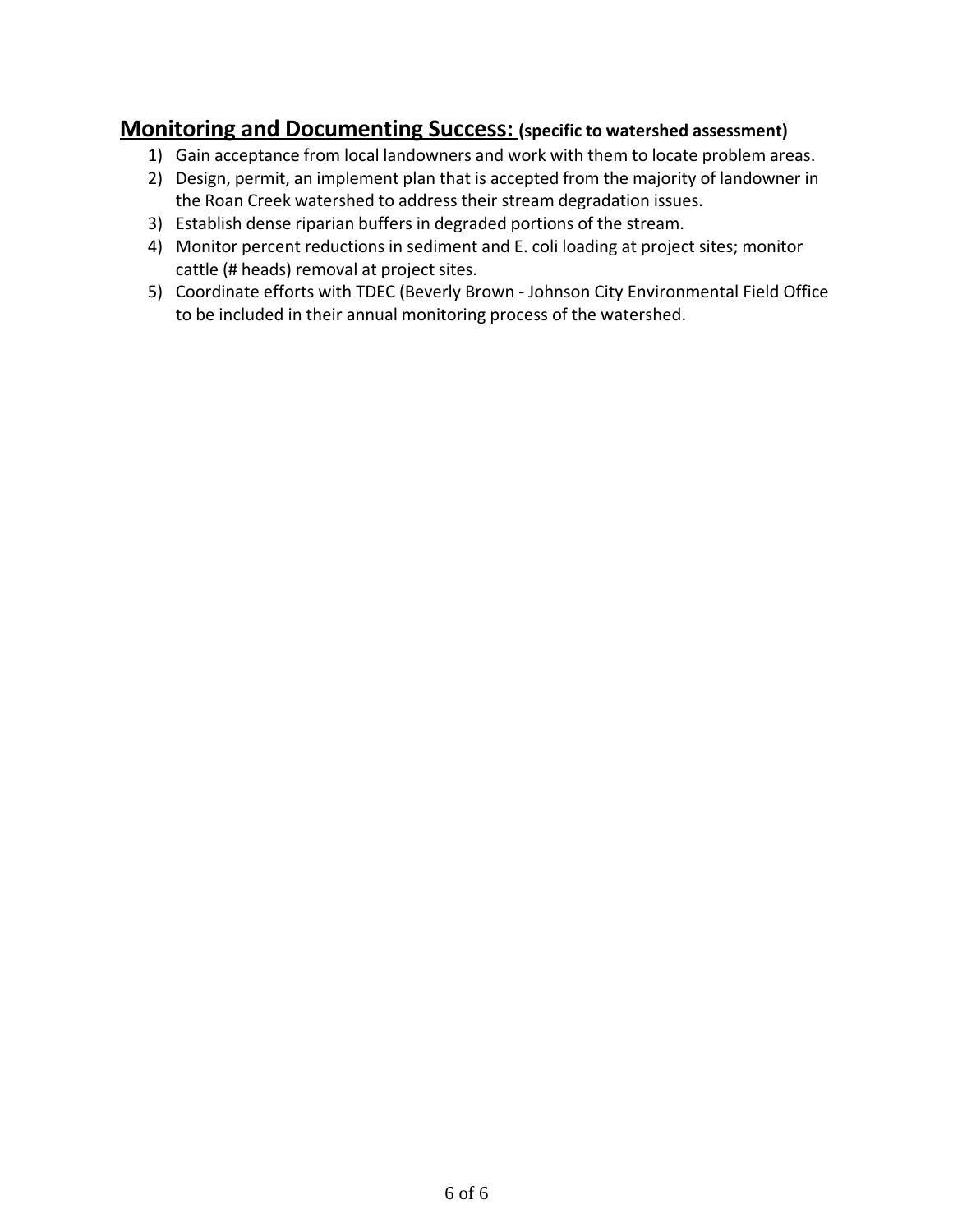## **Monitoring and Documenting Success: (specific to watershed assessment)**

1) Gain acceptance from local landowners and work with them to locate problem areas.
2) Design, permit, an implement plan that is accepted from the majority of landowner in the Roan Creek watershed to address their stream degradation issues.
3) Establish dense riparian buffers in degraded portions of the stream.
4) Monitor percent reductions in sediment and E. coli loading at project sites; monitor cattle (# heads) removal at project sites.
5) Coordinate efforts with TDEC (Beverly Brown - Johnson City Environmental Field Office to be included in their annual monitoring process of the watershed.